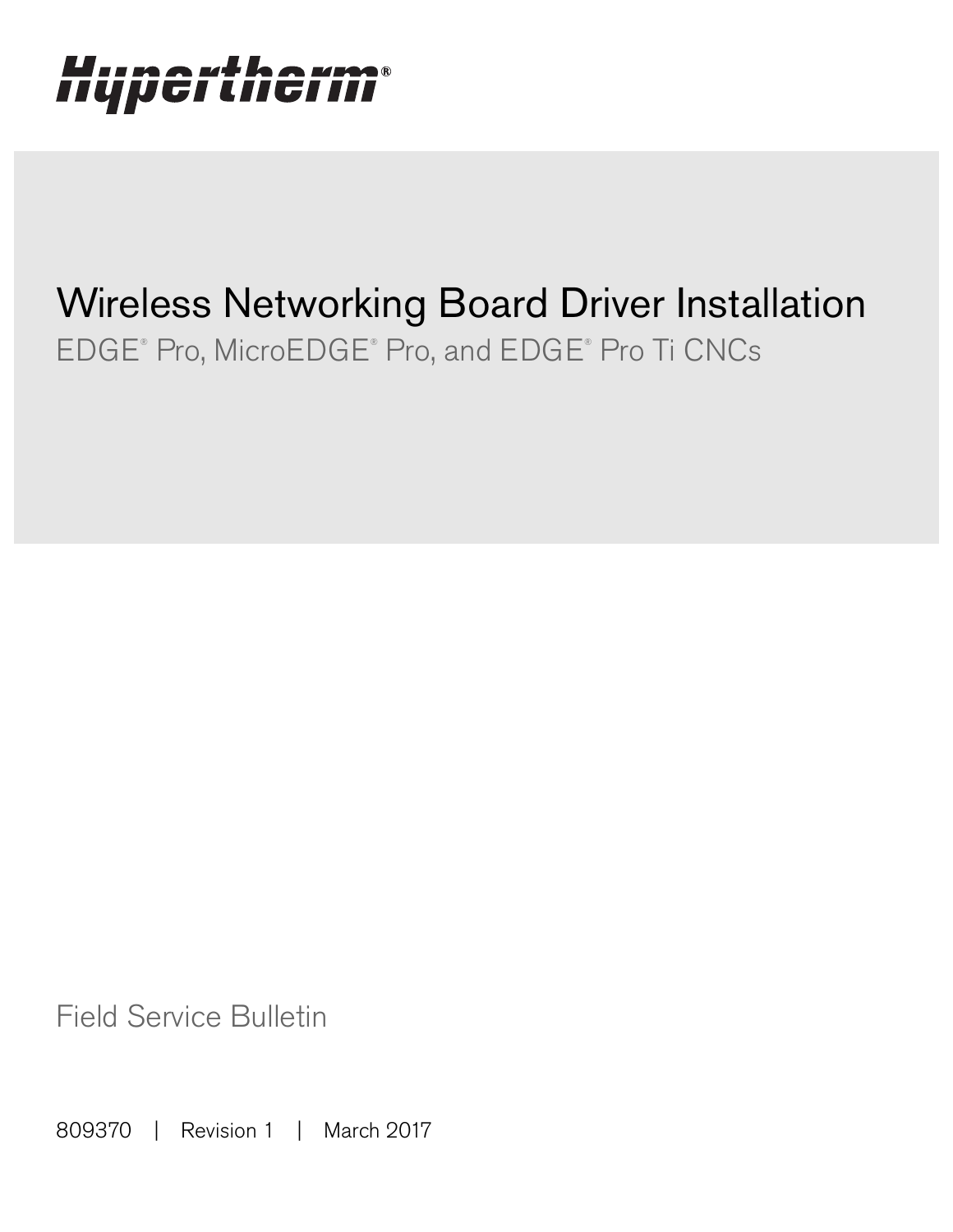Hypertherm®

# Wireless Networking Board Driver Installation

EDGE® Pro, MicroEDGE® Pro, and EDGE® Pro Ti CNCs

Field Service Bulletin

809370 | Revision 1 | March 2017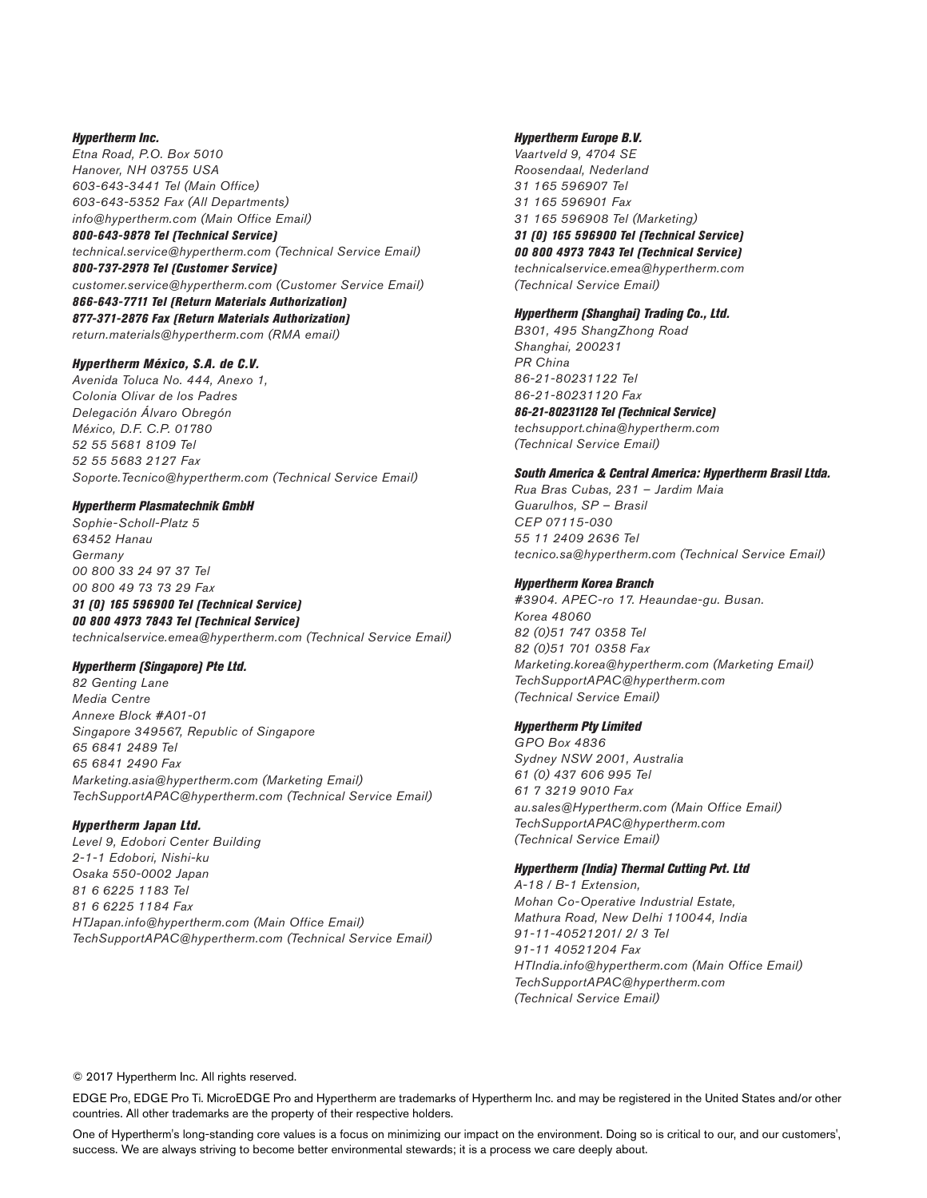***Hypertherm Inc.***
*Etna Road, P.O. Box 5010*
*Hanover, NH 03755 USA*
*603-643-3441 Tel (Main Office)*
*603-643-5352 Fax (All Departments)*
*info@hypertherm.com (Main Office Email)*
***800-643-9878 Tel (Technical Service)***
*technical.service@hypertherm.com (Technical Service Email)*
***800-737-2978 Tel (Customer Service)***
*customer.service@hypertherm.com (Customer Service Email)*
***866-643-7711 Tel (Return Materials Authorization)***
***877-371-2876 Fax (Return Materials Authorization)***
*return.materials@hypertherm.com (RMA email)*

***Hypertherm México, S.A. de C.V.***
*Avenida Toluca No. 444, Anexo 1,*
*Colonia Olivar de los Padres*
*Delegación Álvaro Obregón*
*México, D.F. C.P. 01780*
*52 55 5681 8109 Tel*
*52 55 5683 2127 Fax*
*Soporte.Tecnico@hypertherm.com (Technical Service Email)*

***Hypertherm Plasmatechnik GmbH***
*Sophie-Scholl-Platz 5*
*63452 Hanau*
*Germany*
*00 800 33 24 97 37 Tel*
*00 800 49 73 73 29 Fax*
***31 (0) 165 596900 Tel (Technical Service)***
***00 800 4973 7843 Tel (Technical Service)***
*technicalservice.emea@hypertherm.com (Technical Service Email)*

***Hypertherm (Singapore) Pte Ltd.***
*82 Genting Lane*
*Media Centre*
*Annexe Block #A01-01*
*Singapore 349567, Republic of Singapore*
*65 6841 2489 Tel*
*65 6841 2490 Fax*
*Marketing.asia@hypertherm.com (Marketing Email)*
*TechSupportAPAC@hypertherm.com (Technical Service Email)*

***Hypertherm Japan Ltd.***
*Level 9, Edobori Center Building*
*2-1-1 Edobori, Nishi-ku*
*Osaka 550-0002 Japan*
*81 6 6225 1183 Tel*
*81 6 6225 1184 Fax*
*HTJapan.info@hypertherm.com (Main Office Email)*
*TechSupportAPAC@hypertherm.com (Technical Service Email)*

***Hypertherm Europe B.V.***
*Vaartveld 9, 4704 SE*
*Roosendaal, Nederland*
*31 165 596907 Tel*
*31 165 596901 Fax*
*31 165 596908 Tel (Marketing)*
***31 (0) 165 596900 Tel (Technical Service)***
***00 800 4973 7843 Tel (Technical Service)***
*technicalservice.emea@hypertherm.com*
*(Technical Service Email)*

***Hypertherm (Shanghai) Trading Co., Ltd.***
*B301, 495 ShangZhong Road*
*Shanghai, 200231*
*PR China*
*86-21-80231122 Tel*
*86-21-80231120 Fax*
***86-21-80231128 Tel (Technical Service)***
*techsupport.china@hypertherm.com*
*(Technical Service Email)*

***South America & Central America: Hypertherm Brasil Ltda.***
*Rua Bras Cubas, 231 – Jardim Maia*
*Guarulhos, SP – Brasil*
*CEP 07115-030*
*55 11 2409 2636 Tel*
*tecnico.sa@hypertherm.com (Technical Service Email)*

***Hypertherm Korea Branch***
*#3904. APEC-ro 17. Heaundae-gu. Busan.*
*Korea 48060*
*82 (0)51 747 0358 Tel*
*82 (0)51 701 0358 Fax*
*Marketing.korea@hypertherm.com (Marketing Email)*
*TechSupportAPAC@hypertherm.com*
*(Technical Service Email)*

***Hypertherm Pty Limited***
*GPO Box 4836*
*Sydney NSW 2001, Australia*
*61 (0) 437 606 995 Tel*
*61 7 3219 9010 Fax*
*au.sales@Hypertherm.com (Main Office Email)*
*TechSupportAPAC@hypertherm.com*
*(Technical Service Email)*

***Hypertherm (India) Thermal Cutting Pvt. Ltd***
*A-18 / B-1 Extension,*
*Mohan Co-Operative Industrial Estate,*
*Mathura Road, New Delhi 110044, India*
*91-11-40521201/ 2/ 3 Tel*
*91-11 40521204 Fax*
*HTIndia.info@hypertherm.com (Main Office Email)*
*TechSupportAPAC@hypertherm.com*
*(Technical Service Email)*

© 2017 Hypertherm Inc. All rights reserved.

EDGE Pro, EDGE Pro Ti. MicroEDGE Pro and Hypertherm are trademarks of Hypertherm Inc. and may be registered in the United States and/or other countries. All other trademarks are the property of their respective holders.

One of Hypertherm's long-standing core values is a focus on minimizing our impact on the environment. Doing so is critical to our, and our customers', success. We are always striving to become better environmental stewards; it is a process we care deeply about.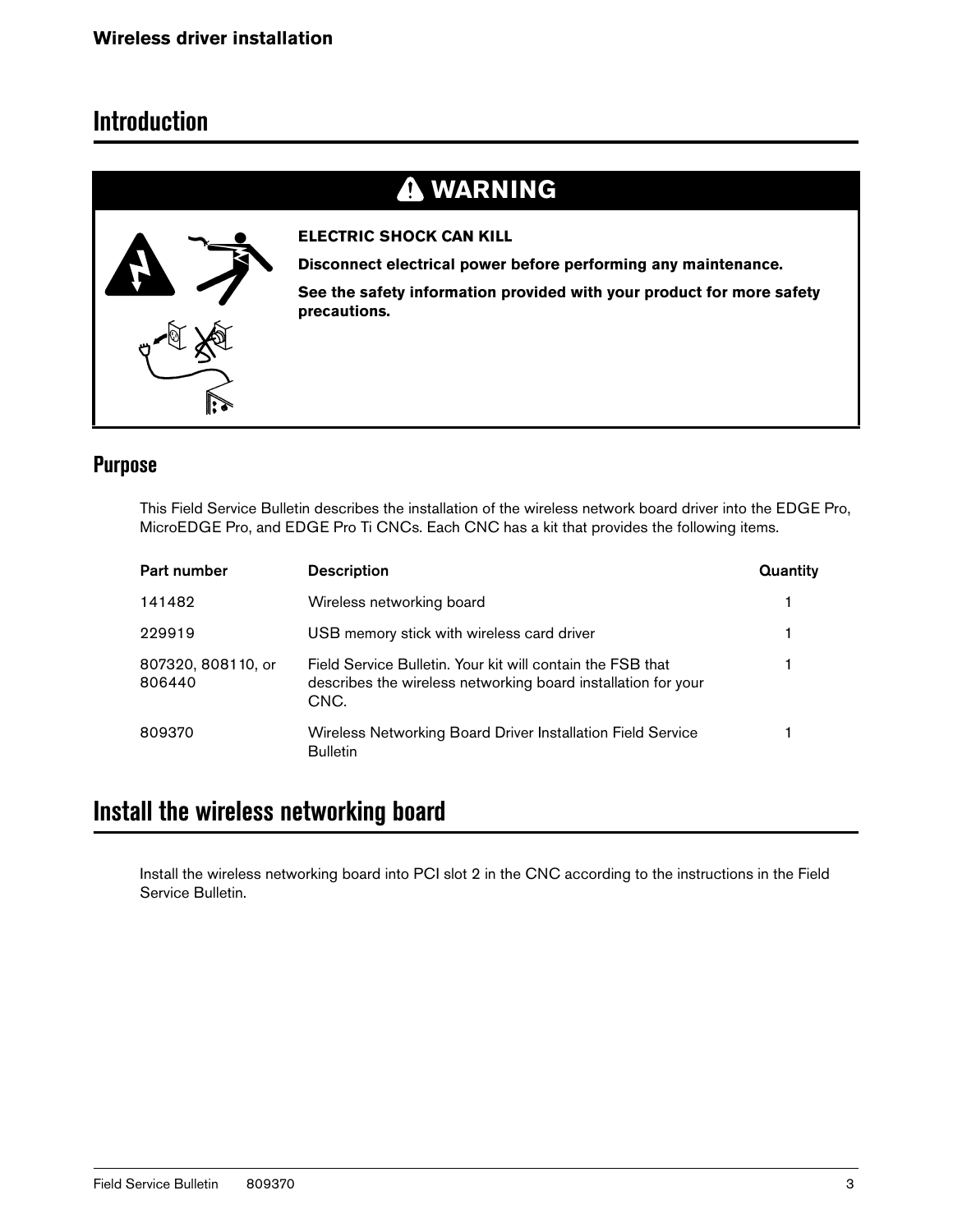# Introduction

**WARNING**

**ELECTRIC SHOCK CAN KILL**

**Disconnect electrical power before performing any maintenance.**

**See the safety information provided with your product for more safety precautions.**

## Purpose

This Field Service Bulletin describes the installation of the wireless network board driver into the EDGE Pro, MicroEDGE Pro, and EDGE Pro Ti CNCs. Each CNC has a kit that provides the following items.

| Part number | Description | Quantity |
|---|---|---|
| 141482 | Wireless networking board | 1 |
| 229919 | USB memory stick with wireless card driver | 1 |
| 807320, 808110, or 806440 | Field Service Bulletin. Your kit will contain the FSB that describes the wireless networking board installation for your CNC. | 1 |
| 809370 | Wireless Networking Board Driver Installation Field Service Bulletin | 1 |

# Install the wireless networking board

Install the wireless networking board into PCI slot 2 in the CNC according to the instructions in the Field Service Bulletin.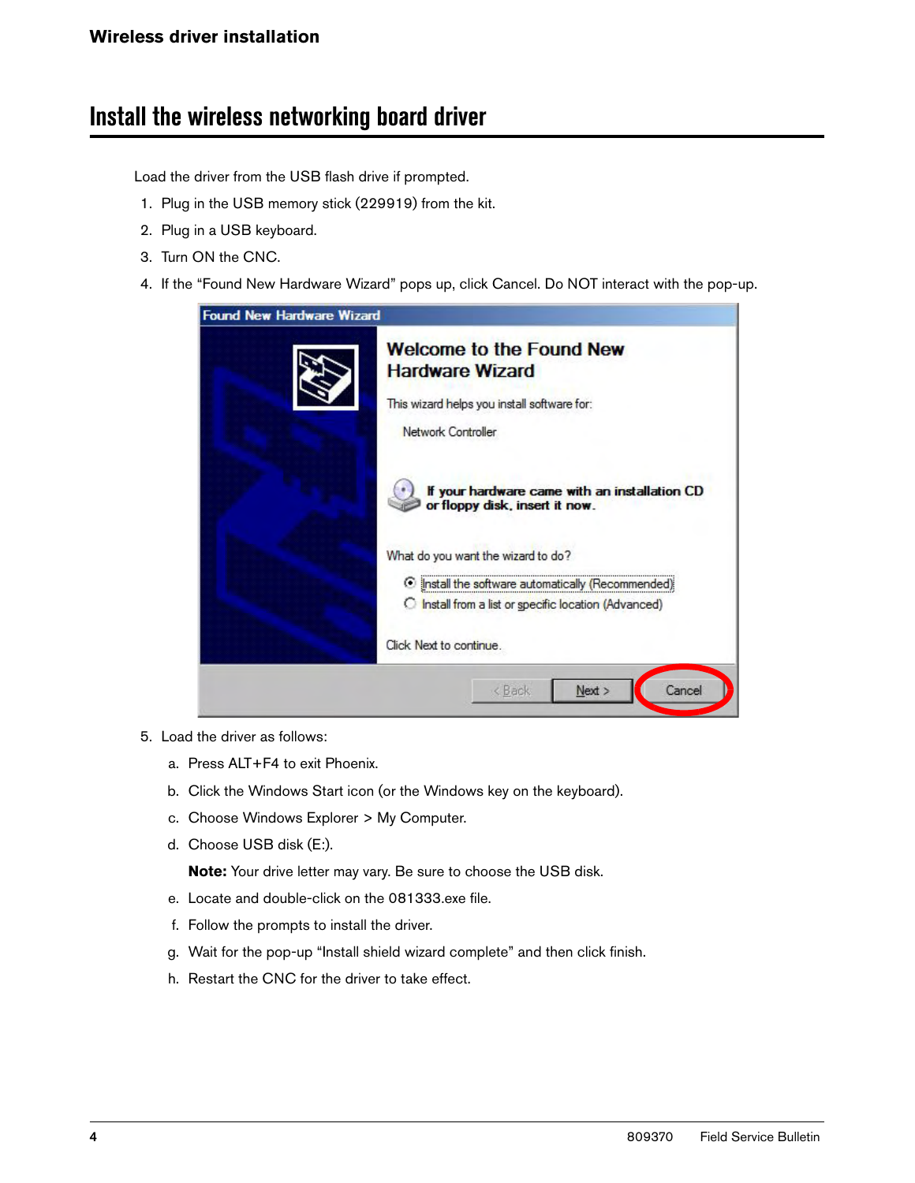# Install the wireless networking board driver

Load the driver from the USB flash drive if prompted.

1. Plug in the USB memory stick (229919) from the kit.
2. Plug in a USB keyboard.
3. Turn ON the CNC.
4. If the "Found New Hardware Wizard" pops up, click Cancel. Do NOT interact with the pop-up.
5. Load the driver as follows:
   a. Press ALT+F4 to exit Phoenix.
   b. Click the Windows Start icon (or the Windows key on the keyboard).
   c. Choose Windows Explorer > My Computer.
   d. Choose USB disk (E:).

      **Note:** Your drive letter may vary. Be sure to choose the USB disk.

   e. Locate and double-click on the 081333.exe file.
   f. Follow the prompts to install the driver.
   g. Wait for the pop-up "Install shield wizard complete" and then click finish.
   h. Restart the CNC for the driver to take effect.